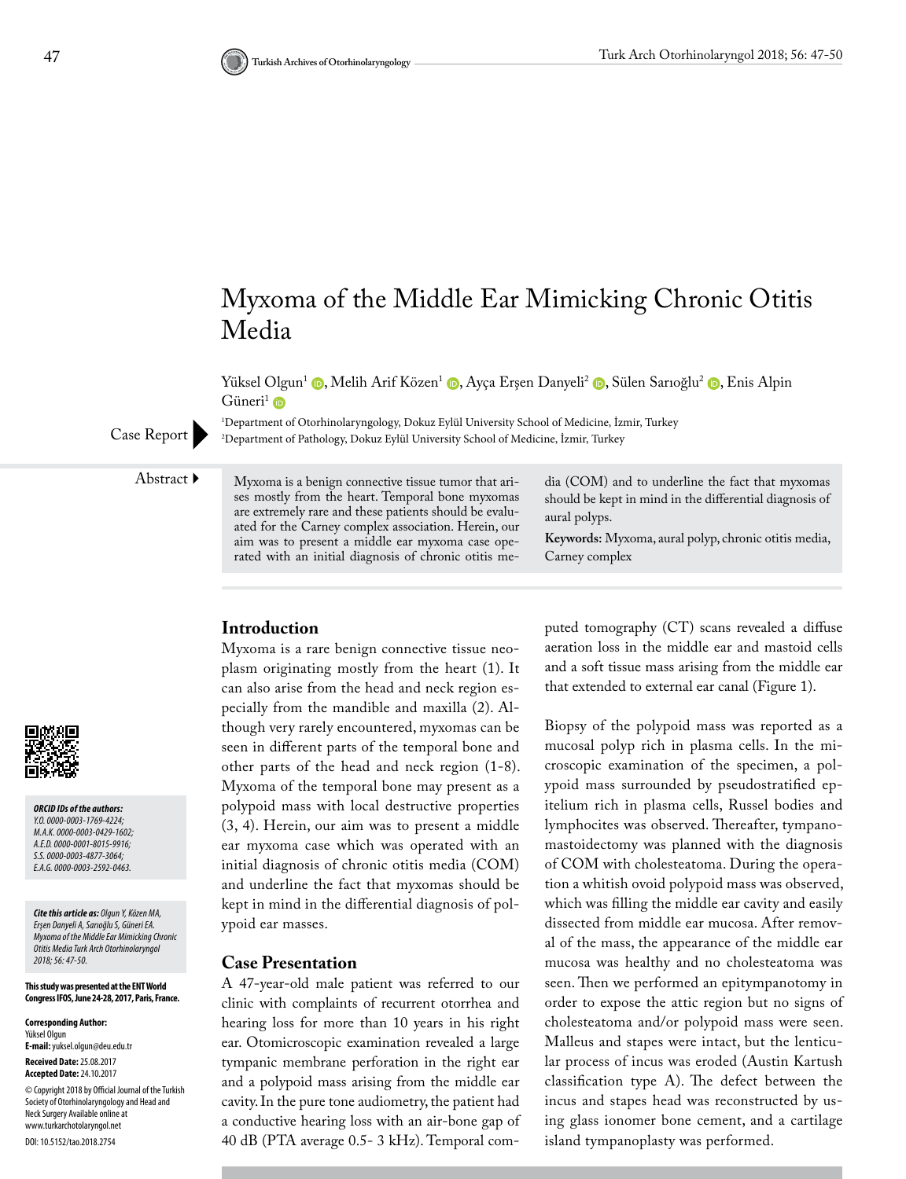# Myxoma of the Middle Ear Mimicking Chronic Otitis Media

Yüksel Olgun[1], Melih Arif Közen[1], Ayça Erşen Danyeli[2], Sülen Sarıoğlu[2], Enis Alpin Güneri[1]

[1]Department of Otorhinolaryngology, Dokuz Eylül University School of Medicine, İzmir, Turkey
[2]Department of Pathology, Dokuz Eylül University School of Medicine, İzmir, Turkey

Case Report

**Abstract**

Myxoma is a benign connective tissue tumor that arises mostly from the heart. Temporal bone myxomas are extremely rare and these patients should be evaluated for the Carney complex association. Herein, our aim was to present a middle ear myxoma case operated with an initial diagnosis of chronic otitis media (COM) and to underline the fact that myxomas should be kept in mind in the differential diagnosis of aural polyps.

**Keywords:** Myxoma, aural polyp, chronic otitis media, Carney complex

***ORCID IDs of the authors:*** *Y.O. 0000-0003-1769-4224; M.A.K. 0000-0003-0429-1602; A.E.D. 0000-0001-8015-9916; S.S. 0000-0003-4877-3064; E.A.G. 0000-0003-2592-0463.*

***Cite this article as:*** *Olgun Y, Közen MA, Erşen Danyeli A, Sarıoğlu S, Güneri EA. Myxoma of the Middle Ear Mimicking Chronic Otitis Media Turk Arch Otorhinolaryngol 2018; 56: 47-50.*

**This study was presented at the ENT World Congress IFOS, June 24-28, 2017, Paris, France.**

**Corresponding Author:** Yüksel Olgun
**E-mail:** yuksel.olgun@deu.edu.tr

**Received Date:** 25.08.2017
**Accepted Date:** 24.10.2017

© Copyright 2018 by Official Journal of the Turkish Society of Otorhinolaryngology and Head and Neck Surgery Available online at www.turkarchotolaryngol.net

DOI: 10.5152/tao.2018.2754

## Introduction

Myxoma is a rare benign connective tissue neoplasm originating mostly from the heart (1). It can also arise from the head and neck region especially from the mandible and maxilla (2). Although very rarely encountered, myxomas can be seen in different parts of the temporal bone and other parts of the head and neck region (1-8). Myxoma of the temporal bone may present as a polypoid mass with local destructive properties (3, 4). Herein, our aim was to present a middle ear myxoma case which was operated with an initial diagnosis of chronic otitis media (COM) and underline the fact that myxomas should be kept in mind in the differential diagnosis of polypoid ear masses.

## Case Presentation

A 47-year-old male patient was referred to our clinic with complaints of recurrent otorrhea and hearing loss for more than 10 years in his right ear. Otomicroscopic examination revealed a large tympanic membrane perforation in the right ear and a polypoid mass arising from the middle ear cavity. In the pure tone audiometry, the patient had a conductive hearing loss with an air-bone gap of 40 dB (PTA average 0.5- 3 kHz). Temporal computed tomography (CT) scans revealed a diffuse aeration loss in the middle ear and mastoid cells and a soft tissue mass arising from the middle ear that extended to external ear canal (Figure 1).

Biopsy of the polypoid mass was reported as a mucosal polyp rich in plasma cells. In the microscopic examination of the specimen, a polypoid mass surrounded by pseudostratified epitelium rich in plasma cells, Russel bodies and lymphocites was observed. Thereafter, tympanomastoidectomy was planned with the diagnosis of COM with cholesteatoma. During the operation a whitish ovoid polypoid mass was observed, which was filling the middle ear cavity and easily dissected from middle ear mucosa. After removal of the mass, the appearance of the middle ear mucosa was healthy and no cholesteatoma was seen. Then we performed an epitympanotomy in order to expose the attic region but no signs of cholesteatoma and/or polypoid mass were seen. Malleus and stapes were intact, but the lenticular process of incus was eroded (Austin Kartush classification type A). The defect between the incus and stapes head was reconstructed by using glass ionomer bone cement, and a cartilage island tympanoplasty was performed.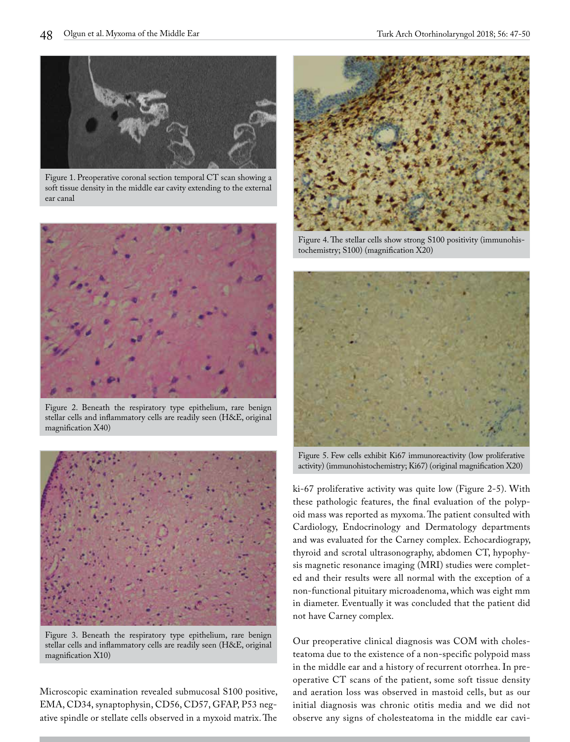Figure 1. Preoperative coronal section temporal CT scan showing a soft tissue density in the middle ear cavity extending to the external ear canal

Figure 2. Beneath the respiratory type epithelium, rare benign stellar cells and inflammatory cells are readily seen (H&E, original magnification X40)

Figure 3. Beneath the respiratory type epithelium, rare benign stellar cells and inflammatory cells are readily seen (H&E, original magnification X10)

Microscopic examination revealed submucosal S100 positive, EMA, CD34, synaptophysin, CD56, CD57, GFAP, P53 negative spindle or stellate cells observed in a myxoid matrix. The ki-67 proliferative activity was quite low (Figure 2-5). With these pathologic features, the final evaluation of the polypoid mass was reported as myxoma. The patient consulted with Cardiology, Endocrinology and Dermatology departments and was evaluated for the Carney complex. Echocardiograpy, thyroid and scrotal ultrasonography, abdomen CT, hypophysis magnetic resonance imaging (MRI) studies were completed and their results were all normal with the exception of a non-functional pituitary microadenoma, which was eight mm in diameter. Eventually it was concluded that the patient did not have Carney complex.

Figure 4. The stellar cells show strong S100 positivity (immunohistochemistry; S100) (magnification X20)

Figure 5. Few cells exhibit Ki67 immunoreactivity (low proliferative activity) (immunohistochemistry; Ki67) (original magnification X20)

Our preoperative clinical diagnosis was COM with cholesteatoma due to the existence of a non-specific polypoid mass in the middle ear and a history of recurrent otorrhea. In preoperative CT scans of the patient, some soft tissue density and aeration loss was observed in mastoid cells, but as our initial diagnosis was chronic otitis media and we did not observe any signs of cholesteatoma in the middle ear cavi-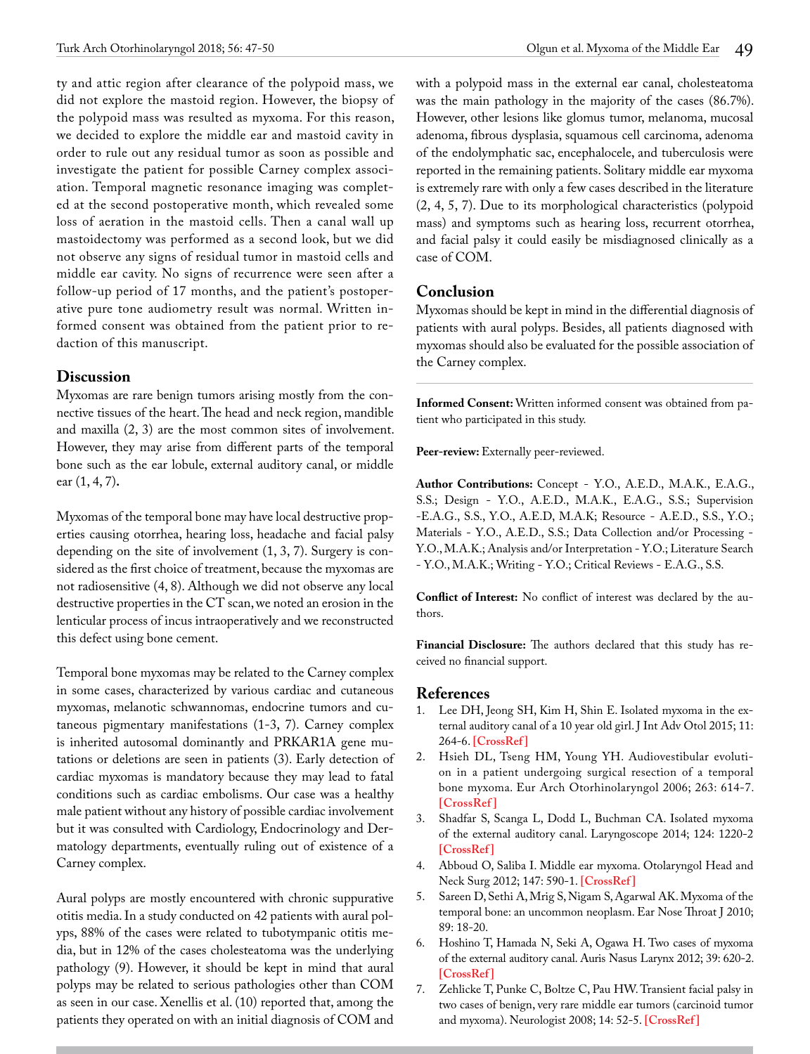ty and attic region after clearance of the polypoid mass, we did not explore the mastoid region. However, the biopsy of the polypoid mass was resulted as myxoma. For this reason, we decided to explore the middle ear and mastoid cavity in order to rule out any residual tumor as soon as possible and investigate the patient for possible Carney complex association. Temporal magnetic resonance imaging was completed at the second postoperative month, which revealed some loss of aeration in the mastoid cells. Then a canal wall up mastoidectomy was performed as a second look, but we did not observe any signs of residual tumor in mastoid cells and middle ear cavity. No signs of recurrence were seen after a follow-up period of 17 months, and the patient's postoperative pure tone audiometry result was normal. Written informed consent was obtained from the patient prior to redaction of this manuscript.

## Discussion

Myxomas are rare benign tumors arising mostly from the connective tissues of the heart. The head and neck region, mandible and maxilla (2, 3) are the most common sites of involvement. However, they may arise from different parts of the temporal bone such as the ear lobule, external auditory canal, or middle ear (1, 4, 7).

Myxomas of the temporal bone may have local destructive properties causing otorrhea, hearing loss, headache and facial palsy depending on the site of involvement (1, 3, 7). Surgery is considered as the first choice of treatment, because the myxomas are not radiosensitive (4, 8). Although we did not observe any local destructive properties in the CT scan, we noted an erosion in the lenticular process of incus intraoperatively and we reconstructed this defect using bone cement.

Temporal bone myxomas may be related to the Carney complex in some cases, characterized by various cardiac and cutaneous myxomas, melanotic schwannomas, endocrine tumors and cutaneous pigmentary manifestations (1-3, 7). Carney complex is inherited autosomal dominantly and PRKAR1A gene mutations or deletions are seen in patients (3). Early detection of cardiac myxomas is mandatory because they may lead to fatal conditions such as cardiac embolisms. Our case was a healthy male patient without any history of possible cardiac involvement but it was consulted with Cardiology, Endocrinology and Dermatology departments, eventually ruling out of existence of a Carney complex.

Aural polyps are mostly encountered with chronic suppurative otitis media. In a study conducted on 42 patients with aural polyps, 88% of the cases were related to tubotympanic otitis media, but in 12% of the cases cholesteatoma was the underlying pathology (9). However, it should be kept in mind that aural polyps may be related to serious pathologies other than COM as seen in our case. Xenellis et al. (10) reported that, among the patients they operated on with an initial diagnosis of COM and with a polypoid mass in the external ear canal, cholesteatoma was the main pathology in the majority of the cases (86.7%). However, other lesions like glomus tumor, melanoma, mucosal adenoma, fibrous dysplasia, squamous cell carcinoma, adenoma of the endolymphatic sac, encephalocele, and tuberculosis were reported in the remaining patients. Solitary middle ear myxoma is extremely rare with only a few cases described in the literature (2, 4, 5, 7). Due to its morphological characteristics (polypoid mass) and symptoms such as hearing loss, recurrent otorrhea, and facial palsy it could easily be misdiagnosed clinically as a case of COM.

## Conclusion

Myxomas should be kept in mind in the differential diagnosis of patients with aural polyps. Besides, all patients diagnosed with myxomas should also be evaluated for the possible association of the Carney complex.

---

**Informed Consent:** Written informed consent was obtained from patient who participated in this study.

**Peer-review:** Externally peer-reviewed.

**Author Contributions:** Concept - Y.O., A.E.D., M.A.K., E.A.G., S.S.; Design - Y.O., A.E.D., M.A.K., E.A.G., S.S.; Supervision -E.A.G., S.S., Y.O., A.E.D, M.A.K; Resource - A.E.D., S.S., Y.O.; Materials - Y.O., A.E.D., S.S.; Data Collection and/or Processing - Y.O., M.A.K.; Analysis and/or Interpretation - Y.O.; Literature Search - Y.O., M.A.K.; Writing - Y.O.; Critical Reviews - E.A.G., S.S.

**Conflict of Interest:** No conflict of interest was declared by the authors.

**Financial Disclosure:** The authors declared that this study has received no financial support.

## References

1. Lee DH, Jeong SH, Kim H, Shin E. Isolated myxoma in the external auditory canal of a 10 year old girl. J Int Adv Otol 2015; 11: 264-6. [CrossRef]
2. Hsieh DL, Tseng HM, Young YH. Audiovestibular evolution in a patient undergoing surgical resection of a temporal bone myxoma. Eur Arch Otorhinolaryngol 2006; 263: 614-7. [CrossRef]
3. Shadfar S, Scanga L, Dodd L, Buchman CA. Isolated myxoma of the external auditory canal. Laryngoscope 2014; 124: 1220-2 [CrossRef]
4. Abboud O, Saliba I. Middle ear myxoma. Otolaryngol Head and Neck Surg 2012; 147: 590-1. [CrossRef]
5. Sareen D, Sethi A, Mrig S, Nigam S, Agarwal AK. Myxoma of the temporal bone: an uncommon neoplasm. Ear Nose Throat J 2010; 89: 18-20.
6. Hoshino T, Hamada N, Seki A, Ogawa H. Two cases of myxoma of the external auditory canal. Auris Nasus Larynx 2012; 39: 620-2. [CrossRef]
7. Zehlicke T, Punke C, Boltze C, Pau HW. Transient facial palsy in two cases of benign, very rare middle ear tumors (carcinoid tumor and myxoma). Neurologist 2008; 14: 52-5. [CrossRef]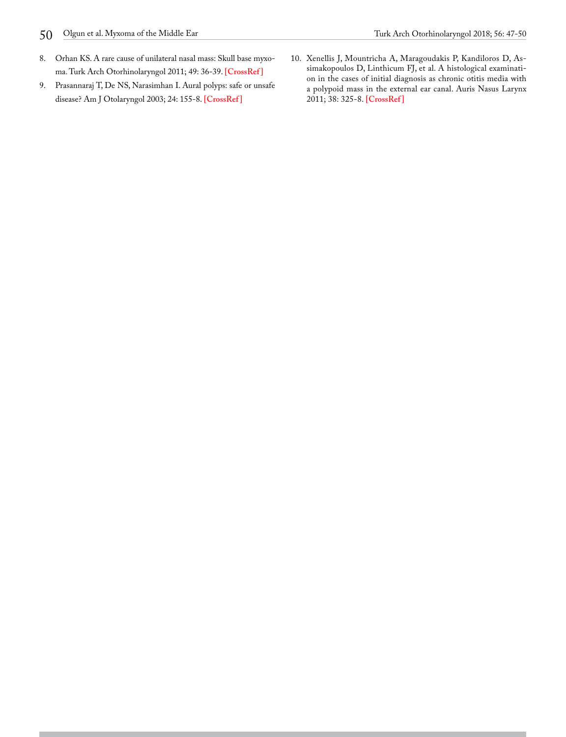8. Orhan KS. A rare cause of unilateral nasal mass: Skull base myxoma. Turk Arch Otorhinolaryngol 2011; 49: 36-39. [CrossRef]
9. Prasannaraj T, De NS, Narasimhan I. Aural polyps: safe or unsafe disease? Am J Otolaryngol 2003; 24: 155-8. [CrossRef]
10. Xenellis J, Mountricha A, Maragoudakis P, Kandiloros D, Assimakopoulos D, Linthicum FJ, et al. A histological examination in the cases of initial diagnosis as chronic otitis media with a polypoid mass in the external ear canal. Auris Nasus Larynx 2011; 38: 325-8. [CrossRef]